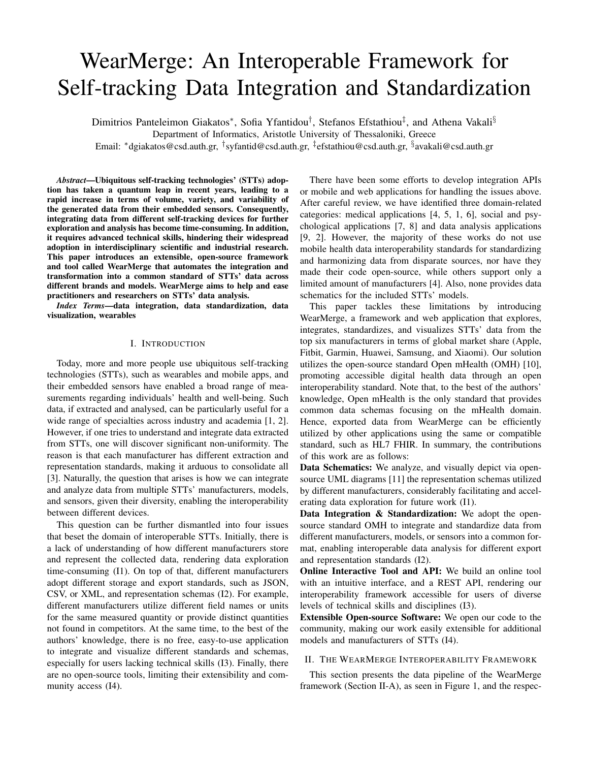# WearMerge: An Interoperable Framework for Self-tracking Data Integration and Standardization

Dimitrios Panteleimon Giakatos*, Sofia Yfantidou†, Stefanos Efstathiou‡, and Athena Vakali§

Department of Informatics, Aristotle University of Thessaloniki, Greece

Email: *dgiakatos@csd.auth.gr, †syfantid@csd.auth.gr, ‡efstathiou@csd.auth.gr, §avakali@csd.auth.gr

***Abstract*—Ubiquitous self-tracking technologies' (STTs) adoption has taken a quantum leap in recent years, leading to a rapid increase in terms of volume, variety, and variability of the generated data from their embedded sensors. Consequently, integrating data from different self-tracking devices for further exploration and analysis has become time-consuming. In addition, it requires advanced technical skills, hindering their widespread adoption in interdisciplinary scientific and industrial research. This paper introduces an extensible, open-source framework and tool called WearMerge that automates the integration and transformation into a common standard of STTs' data across different brands and models. WearMerge aims to help and ease practitioners and researchers on STTs' data analysis.**

***Index Terms*—data integration, data standardization, data visualization, wearables**

## I. Introduction

Today, more and more people use ubiquitous self-tracking technologies (STTs), such as wearables and mobile apps, and their embedded sensors have enabled a broad range of measurements regarding individuals' health and well-being. Such data, if extracted and analysed, can be particularly useful for a wide range of specialties across industry and academia [1, 2]. However, if one tries to understand and integrate data extracted from STTs, one will discover significant non-uniformity. The reason is that each manufacturer has different extraction and representation standards, making it arduous to consolidate all [3]. Naturally, the question that arises is how we can integrate and analyze data from multiple STTs' manufacturers, models, and sensors, given their diversity, enabling the interoperability between different devices.

This question can be further dismantled into four issues that beset the domain of interoperable STTs. Initially, there is a lack of understanding of how different manufacturers store and represent the collected data, rendering data exploration time-consuming (I1). On top of that, different manufacturers adopt different storage and export standards, such as JSON, CSV, or XML, and representation schemas (I2). For example, different manufacturers utilize different field names or units for the same measured quantity or provide distinct quantities not found in competitors. At the same time, to the best of the authors' knowledge, there is no free, easy-to-use application to integrate and visualize different standards and schemas, especially for users lacking technical skills (I3). Finally, there are no open-source tools, limiting their extensibility and community access (I4).

There have been some efforts to develop integration APIs or mobile and web applications for handling the issues above. After careful review, we have identified three domain-related categories: medical applications [4, 5, 1, 6], social and psychological applications [7, 8] and data analysis applications [9, 2]. However, the majority of these works do not use mobile health data interoperability standards for standardizing and harmonizing data from disparate sources, nor have they made their code open-source, while others support only a limited amount of manufacturers [4]. Also, none provides data schematics for the included STTs' models.

This paper tackles these limitations by introducing WearMerge, a framework and web application that explores, integrates, standardizes, and visualizes STTs' data from the top six manufacturers in terms of global market share (Apple, Fitbit, Garmin, Huawei, Samsung, and Xiaomi). Our solution utilizes the open-source standard Open mHealth (OMH) [10], promoting accessible digital health data through an open interoperability standard. Note that, to the best of the authors' knowledge, Open mHealth is the only standard that provides common data schemas focusing on the mHealth domain. Hence, exported data from WearMerge can be efficiently utilized by other applications using the same or compatible standard, such as HL7 FHIR. In summary, the contributions of this work are as follows:

**Data Schematics:** We analyze, and visually depict via open-source UML diagrams [11] the representation schemas utilized by different manufacturers, considerably facilitating and accelerating data exploration for future work (I1).

**Data Integration & Standardization:** We adopt the open-source standard OMH to integrate and standardize data from different manufacturers, models, or sensors into a common format, enabling interoperable data analysis for different export and representation standards (I2).

**Online Interactive Tool and API:** We build an online tool with an intuitive interface, and a REST API, rendering our interoperability framework accessible for users of diverse levels of technical skills and disciplines (I3).

**Extensible Open-source Software:** We open our code to the community, making our work easily extensible for additional models and manufacturers of STTs (I4).

## II. The WearMerge Interoperability Framework

This section presents the data pipeline of the WearMerge framework (Section II-A), as seen in Figure 1, and the respec-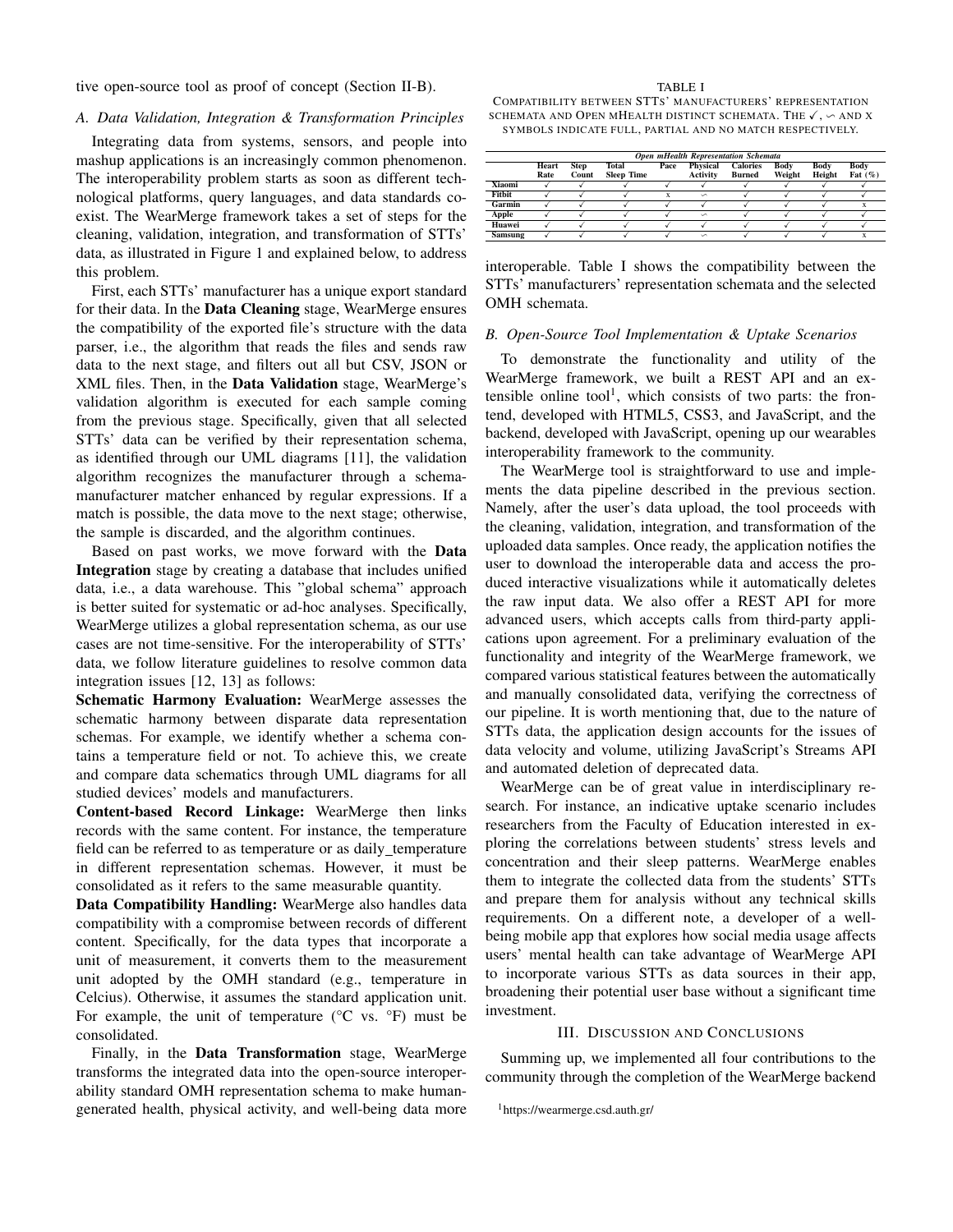tive open-source tool as proof of concept (Section II-B).

### A. Data Validation, Integration & Transformation Principles

Integrating data from systems, sensors, and people into mashup applications is an increasingly common phenomenon. The interoperability problem starts as soon as different technological platforms, query languages, and data standards coexist. The WearMerge framework takes a set of steps for the cleaning, validation, integration, and transformation of STTs' data, as illustrated in Figure 1 and explained below, to address this problem.

First, each STTs' manufacturer has a unique export standard for their data. In the **Data Cleaning** stage, WearMerge ensures the compatibility of the exported file's structure with the data parser, i.e., the algorithm that reads the files and sends raw data to the next stage, and filters out all but CSV, JSON or XML files. Then, in the **Data Validation** stage, WearMerge's validation algorithm is executed for each sample coming from the previous stage. Specifically, given that all selected STTs' data can be verified by their representation schema, as identified through our UML diagrams [11], the validation algorithm recognizes the manufacturer through a schema-manufacturer matcher enhanced by regular expressions. If a match is possible, the data move to the next stage; otherwise, the sample is discarded, and the algorithm continues.

Based on past works, we move forward with the **Data Integration** stage by creating a database that includes unified data, i.e., a data warehouse. This "global schema" approach is better suited for systematic or ad-hoc analyses. Specifically, WearMerge utilizes a global representation schema, as our use cases are not time-sensitive. For the interoperability of STTs' data, we follow literature guidelines to resolve common data integration issues [12, 13] as follows:

**Schematic Harmony Evaluation:** WearMerge assesses the schematic harmony between disparate data representation schemas. For example, we identify whether a schema contains a temperature field or not. To achieve this, we create and compare data schematics through UML diagrams for all studied devices' models and manufacturers.

**Content-based Record Linkage:** WearMerge then links records with the same content. For instance, the temperature field can be referred to as temperature or as daily_temperature in different representation schemas. However, it must be consolidated as it refers to the same measurable quantity.

**Data Compatibility Handling:** WearMerge also handles data compatibility with a compromise between records of different content. Specifically, for the data types that incorporate a unit of measurement, it converts them to the measurement unit adopted by the OMH standard (e.g., temperature in Celcius). Otherwise, it assumes the standard application unit. For example, the unit of temperature (°C vs. °F) must be consolidated.

Finally, in the **Data Transformation** stage, WearMerge transforms the integrated data into the open-source interoperability standard OMH representation schema to make human-generated health, physical activity, and well-being data more interoperable. Table I shows the compatibility between the STTs' manufacturers' representation schemata and the selected OMH schemata.

TABLE I
COMPATIBILITY BETWEEN STTS' MANUFACTURERS' REPRESENTATION SCHEMATA AND OPEN MHEALTH DISTINCT SCHEMATA. THE ✓, ∽ AND X SYMBOLS INDICATE FULL, PARTIAL AND NO MATCH RESPECTIVELY.

| | *Open mHealth Representation Schemata* | | | | | | | | |
|---|---|---|---|---|---|---|---|---|---|
| | **Heart Rate** | **Step Count** | **Total Sleep Time** | **Pace** | **Physical Activity** | **Calories Burned** | **Body Weight** | **Body Height** | **Body Fat (%)** |
| **Xiaomi** | ✓ | ✓ | ✓ | ✓ | ✓ | ✓ | ✓ | ✓ | ✓ |
| **Fitbit** | ✓ | ✓ | ✓ | x | ∽ | ✓ | ✓ | ✓ | ✓ |
| **Garmin** | ✓ | ✓ | ✓ | ✓ | ✓ | ✓ | ✓ | ✓ | x |
| **Apple** | ✓ | ✓ | ✓ | ✓ | ∽ | ✓ | ✓ | ✓ | ✓ |
| **Huawei** | ✓ | ✓ | ✓ | ✓ | ✓ | ✓ | ✓ | ✓ | ✓ |
| **Samsung** | ✓ | ✓ | ✓ | ✓ | ∽ | ✓ | ✓ | ✓ | x |

### B. Open-Source Tool Implementation & Uptake Scenarios

To demonstrate the functionality and utility of the WearMerge framework, we built a REST API and an extensible online tool[1], which consists of two parts: the frontend, developed with HTML5, CSS3, and JavaScript, and the backend, developed with JavaScript, opening up our wearables interoperability framework to the community.

The WearMerge tool is straightforward to use and implements the data pipeline described in the previous section. Namely, after the user's data upload, the tool proceeds with the cleaning, validation, integration, and transformation of the uploaded data samples. Once ready, the application notifies the user to download the interoperable data and access the produced interactive visualizations while it automatically deletes the raw input data. We also offer a REST API for more advanced users, which accepts calls from third-party applications upon agreement. For a preliminary evaluation of the functionality and integrity of the WearMerge framework, we compared various statistical features between the automatically and manually consolidated data, verifying the correctness of our pipeline. It is worth mentioning that, due to the nature of STTs data, the application design accounts for the issues of data velocity and volume, utilizing JavaScript's Streams API and automated deletion of deprecated data.

WearMerge can be of great value in interdisciplinary research. For instance, an indicative uptake scenario includes researchers from the Faculty of Education interested in exploring the correlations between students' stress levels and concentration and their sleep patterns. WearMerge enables them to integrate the collected data from the students' STTs and prepare them for analysis without any technical skills requirements. On a different note, a developer of a well-being mobile app that explores how social media usage affects users' mental health can take advantage of WearMerge API to incorporate various STTs as data sources in their app, broadening their potential user base without a significant time investment.

## III. DISCUSSION AND CONCLUSIONS

Summing up, we implemented all four contributions to the community through the completion of the WearMerge backend

[1] https://wearmerge.csd.auth.gr/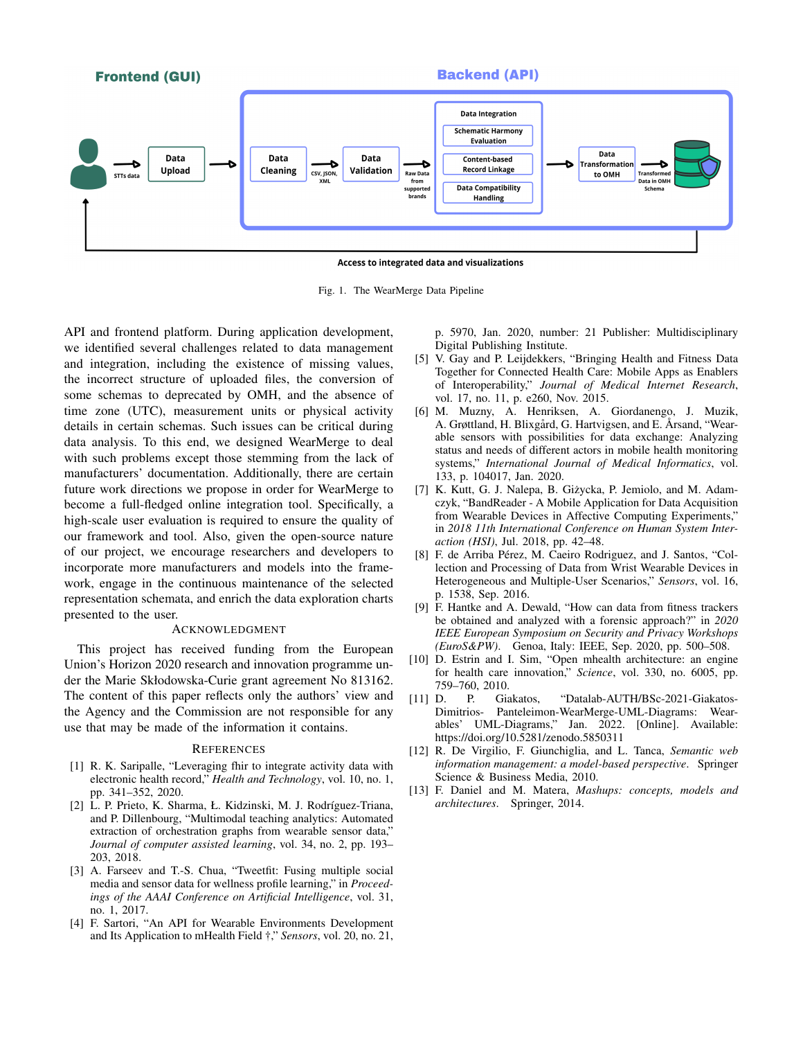Frontend (GUI)

Backend (API)

STTs data

Data Upload

Data Cleaning

CSV, JSON, XML

Data Validation

Raw Data from supported brands

Data Integration

Schematic Harmony Evaluation

Content-based Record Linkage

Data Compatibility Handling

Data Transformation to OMH

Transformed Data in OMH Schema

Access to integrated data and visualizations

Fig. 1. The WearMerge Data Pipeline

API and frontend platform. During application development, we identified several challenges related to data management and integration, including the existence of missing values, the incorrect structure of uploaded files, the conversion of some schemas to deprecated by OMH, and the absence of time zone (UTC), measurement units or physical activity details in certain schemas. Such issues can be critical during data analysis. To this end, we designed WearMerge to deal with such problems except those stemming from the lack of manufacturers' documentation. Additionally, there are certain future work directions we propose in order for WearMerge to become a full-fledged online integration tool. Specifically, a high-scale user evaluation is required to ensure the quality of our framework and tool. Also, given the open-source nature of our project, we encourage researchers and developers to incorporate more manufacturers and models into the framework, engage in the continuous maintenance of the selected representation schemata, and enrich the data exploration charts presented to the user.

## Acknowledgment

This project has received funding from the European Union's Horizon 2020 research and innovation programme under the Marie Skłodowska-Curie grant agreement No 813162. The content of this paper reflects only the authors' view and the Agency and the Commission are not responsible for any use that may be made of the information it contains.

## References

[1] R. K. Saripalle, "Leveraging fhir to integrate activity data with electronic health record," *Health and Technology*, vol. 10, no. 1, pp. 341–352, 2020.

[2] L. P. Prieto, K. Sharma, Ł. Kidzinski, M. J. Rodríguez-Triana, and P. Dillenbourg, "Multimodal teaching analytics: Automated extraction of orchestration graphs from wearable sensor data," *Journal of computer assisted learning*, vol. 34, no. 2, pp. 193–203, 2018.

[3] A. Farseev and T.-S. Chua, "Tweetfit: Fusing multiple social media and sensor data for wellness profile learning," in *Proceedings of the AAAI Conference on Artificial Intelligence*, vol. 31, no. 1, 2017.

[4] F. Sartori, "An API for Wearable Environments Development and Its Application to mHealth Field †," *Sensors*, vol. 20, no. 21, p. 5970, Jan. 2020, number: 21 Publisher: Multidisciplinary Digital Publishing Institute.

[5] V. Gay and P. Leijdekkers, "Bringing Health and Fitness Data Together for Connected Health Care: Mobile Apps as Enablers of Interoperability," *Journal of Medical Internet Research*, vol. 17, no. 11, p. e260, Nov. 2015.

[6] M. Muzny, A. Henriksen, A. Giordanengo, J. Muzik, A. Grøttland, H. Blixgård, G. Hartvigsen, and E. Årsand, "Wearable sensors with possibilities for data exchange: Analyzing status and needs of different actors in mobile health monitoring systems," *International Journal of Medical Informatics*, vol. 133, p. 104017, Jan. 2020.

[7] K. Kutt, G. J. Nalepa, B. Giżycka, P. Jemiolo, and M. Adamczyk, "BandReader - A Mobile Application for Data Acquisition from Wearable Devices in Affective Computing Experiments," in *2018 11th International Conference on Human System Interaction (HSI)*, Jul. 2018, pp. 42–48.

[8] F. de Arriba Pérez, M. Caeiro Rodriguez, and J. Santos, "Collection and Processing of Data from Wrist Wearable Devices in Heterogeneous and Multiple-User Scenarios," *Sensors*, vol. 16, p. 1538, Sep. 2016.

[9] F. Hantke and A. Dewald, "How can data from fitness trackers be obtained and analyzed with a forensic approach?" in *2020 IEEE European Symposium on Security and Privacy Workshops (EuroS&PW)*. Genoa, Italy: IEEE, Sep. 2020, pp. 500–508.

[10] D. Estrin and I. Sim, "Open mhealth architecture: an engine for health care innovation," *Science*, vol. 330, no. 6005, pp. 759–760, 2010.

[11] D. P. Giakatos, "Datalab-AUTH/BSc-2021-Giakatos-Dimitrios- Panteleimon-WearMerge-UML-Diagrams: Wearables' UML-Diagrams," Jan. 2022. [Online]. Available: https://doi.org/10.5281/zenodo.5850311

[12] R. De Virgilio, F. Giunchiglia, and L. Tanca, *Semantic web information management: a model-based perspective*. Springer Science & Business Media, 2010.

[13] F. Daniel and M. Matera, *Mashups: concepts, models and architectures*. Springer, 2014.